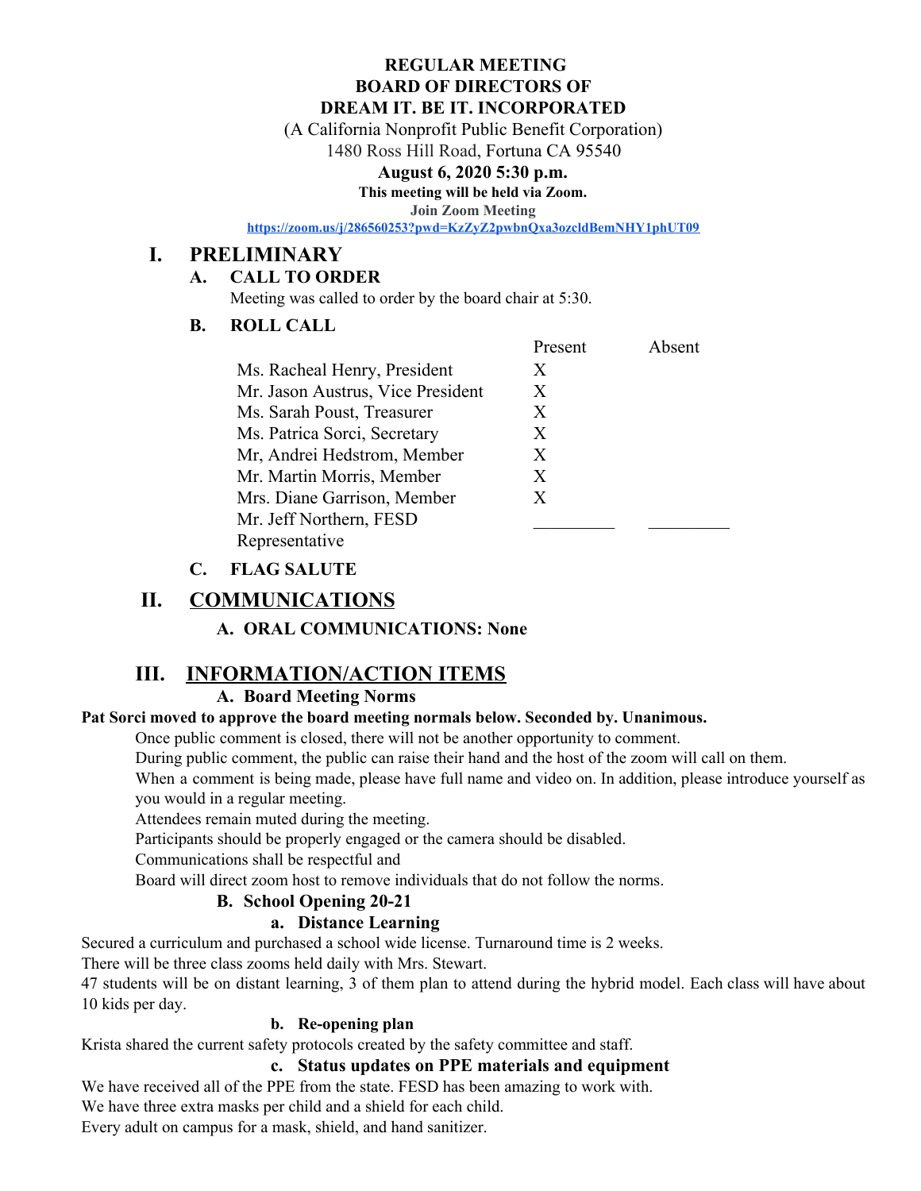**REGULAR MEETING**
**BOARD OF DIRECTORS OF**
**DREAM IT. BE IT. INCORPORATED**

(A California Nonprofit Public Benefit Corporation)

1480 Ross Hill Road, Fortuna CA 95540

**August 6, 2020 5:30 p.m.**

**This meeting will be held via Zoom.**

**Join Zoom Meeting**

**https://zoom.us/j/286560253?pwd=KzZyZ2pwbnQxa3ozcldBemNHY1phUT09**

# I. PRELIMINARY

## A. CALL TO ORDER

Meeting was called to order by the board chair at 5:30.

## B. ROLL CALL

| | Present | Absent |
|---|---|---|
| Ms. Racheal Henry, President | X | |
| Mr. Jason Austrus, Vice President | X | |
| Ms. Sarah Poust, Treasurer | X | |
| Ms. Patrica Sorci, Secretary | X | |
| Mr, Andrei Hedstrom, Member | X | |
| Mr. Martin Morris, Member | X | |
| Mrs. Diane Garrison, Member | X | |
| Mr. Jeff Northern, FESD Representative | _________ | _________ |

## C. FLAG SALUTE

# II. COMMUNICATIONS

## A. ORAL COMMUNICATIONS: None

# III. INFORMATION/ACTION ITEMS

## A. Board Meeting Norms

**Pat Sorci moved to approve the board meeting normals below. Seconded by. Unanimous.**

Once public comment is closed, there will not be another opportunity to comment.

During public comment, the public can raise their hand and the host of the zoom will call on them.

When a comment is being made, please have full name and video on. In addition, please introduce yourself as you would in a regular meeting.

Attendees remain muted during the meeting.

Participants should be properly engaged or the camera should be disabled.

Communications shall be respectful and

Board will direct zoom host to remove individuals that do not follow the norms.

## B. School Opening 20-21

### a. Distance Learning

Secured a curriculum and purchased a school wide license. Turnaround time is 2 weeks.

There will be three class zooms held daily with Mrs. Stewart.

47 students will be on distant learning, 3 of them plan to attend during the hybrid model. Each class will have about 10 kids per day.

### b. Re-opening plan

Krista shared the current safety protocols created by the safety committee and staff.

### c. Status updates on PPE materials and equipment

We have received all of the PPE from the state. FESD has been amazing to work with.

We have three extra masks per child and a shield for each child.

Every adult on campus for a mask, shield, and hand sanitizer.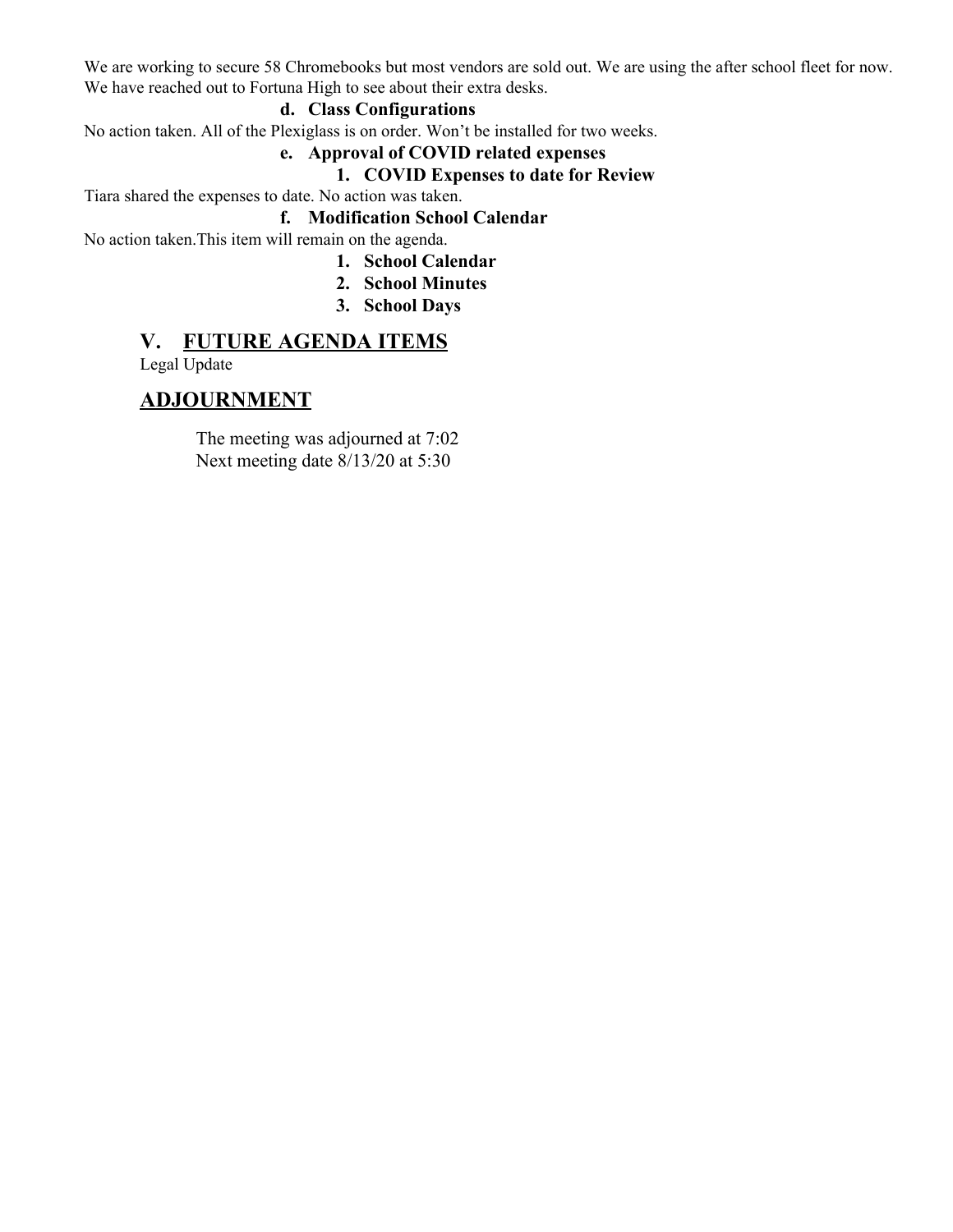We are working to secure 58 Chromebooks but most vendors are sold out. We are using the after school fleet for now. We have reached out to Fortuna High to see about their extra desks.

**d. Class Configurations**

No action taken. All of the Plexiglass is on order. Won't be installed for two weeks.

**e. Approval of COVID related expenses**

**1. COVID Expenses to date for Review**

Tiara shared the expenses to date. No action was taken.

**f. Modification School Calendar**

No action taken.This item will remain on the agenda.

1. **School Calendar**
2. **School Minutes**
3. **School Days**

## V. FUTURE AGENDA ITEMS

Legal Update

## ADJOURNMENT

The meeting was adjourned at 7:02
Next meeting date 8/13/20 at 5:30